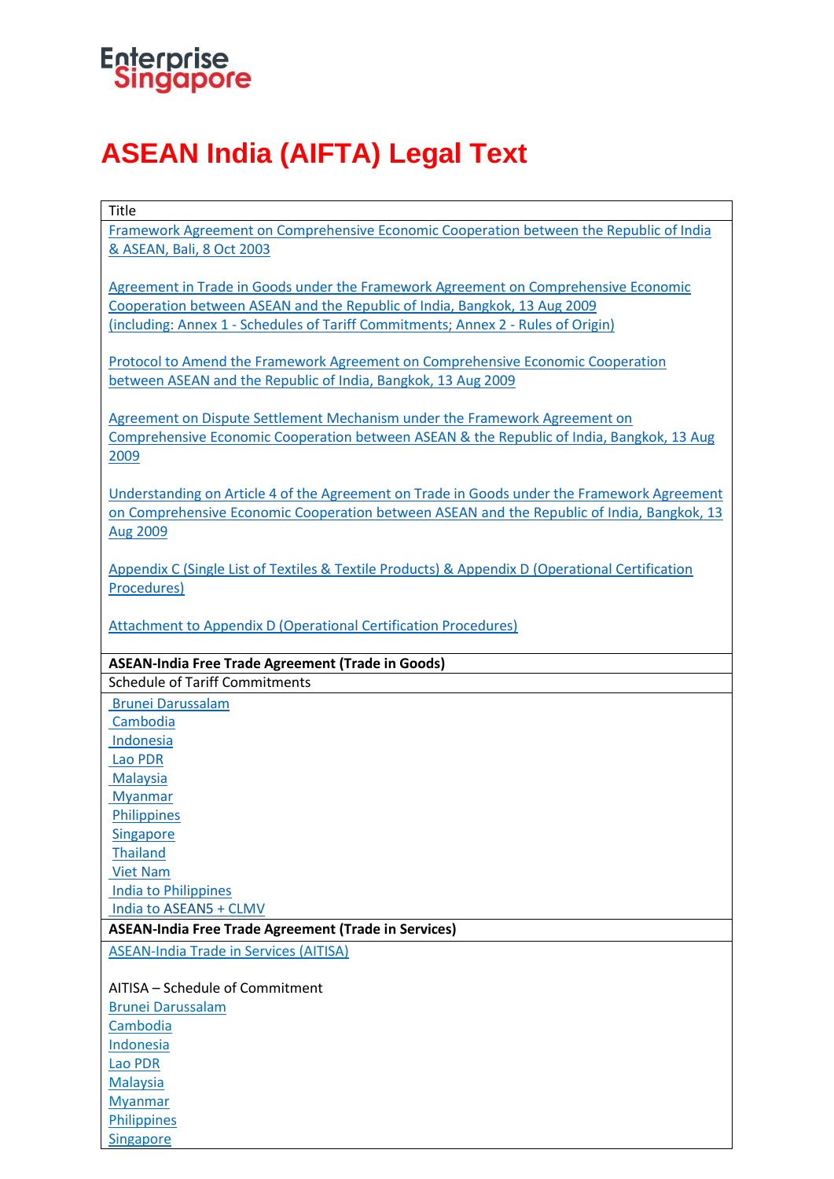Enterprise Singapore

# ASEAN India (AIFTA) Legal Text

| Title |
| --- |
| Framework Agreement on Comprehensive Economic Cooperation between the Republic of India & ASEAN, Bali, 8 Oct 2003<br><br>Agreement in Trade in Goods under the Framework Agreement on Comprehensive Economic Cooperation between ASEAN and the Republic of India, Bangkok, 13 Aug 2009 (including: Annex 1 - Schedules of Tariff Commitments; Annex 2 - Rules of Origin)<br><br>Protocol to Amend the Framework Agreement on Comprehensive Economic Cooperation between ASEAN and the Republic of India, Bangkok, 13 Aug 2009<br><br>Agreement on Dispute Settlement Mechanism under the Framework Agreement on Comprehensive Economic Cooperation between ASEAN & the Republic of India, Bangkok, 13 Aug 2009<br><br>Understanding on Article 4 of the Agreement on Trade in Goods under the Framework Agreement on Comprehensive Economic Cooperation between ASEAN and the Republic of India, Bangkok, 13 Aug 2009<br><br>Appendix C (Single List of Textiles & Textile Products) & Appendix D (Operational Certification Procedures)<br><br>Attachment to Appendix D (Operational Certification Procedures) |
| **ASEAN-India Free Trade Agreement (Trade in Goods)** |
| Schedule of Tariff Commitments |
| Brunei Darussalam<br>Cambodia<br>Indonesia<br>Lao PDR<br>Malaysia<br>Myanmar<br>Philippines<br>Singapore<br>Thailand<br>Viet Nam<br>India to Philippines<br>India to ASEAN5 + CLMV |
| **ASEAN-India Free Trade Agreement (Trade in Services)** |
| ASEAN-India Trade in Services (AITISA)<br><br>AITISA – Schedule of Commitment<br>Brunei Darussalam<br>Cambodia<br>Indonesia<br>Lao PDR<br>Malaysia<br>Myanmar<br>Philippines<br>Singapore |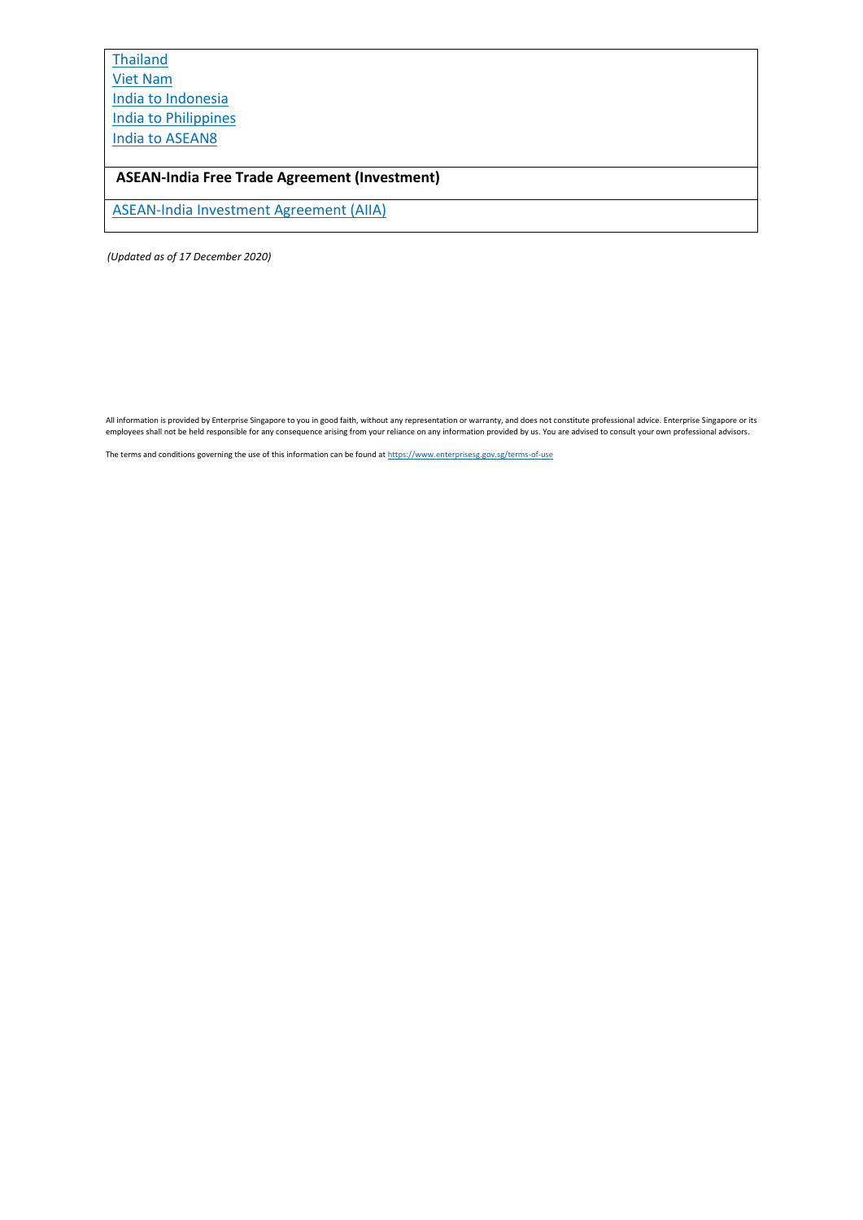| |
|---|
| Thailand<br>Viet Nam<br>India to Indonesia<br>India to Philippines<br>India to ASEAN8 |
| **ASEAN-India Free Trade Agreement (Investment)** |
| ASEAN-India Investment Agreement (AIIA) |

*(Updated as of 17 December 2020)*

All information is provided by Enterprise Singapore to you in good faith, without any representation or warranty, and does not constitute professional advice. Enterprise Singapore or its employees shall not be held responsible for any consequence arising from your reliance on any information provided by us. You are advised to consult your own professional advisors.

The terms and conditions governing the use of this information can be found at https://www.enterprisesg.gov.sg/terms-of-use